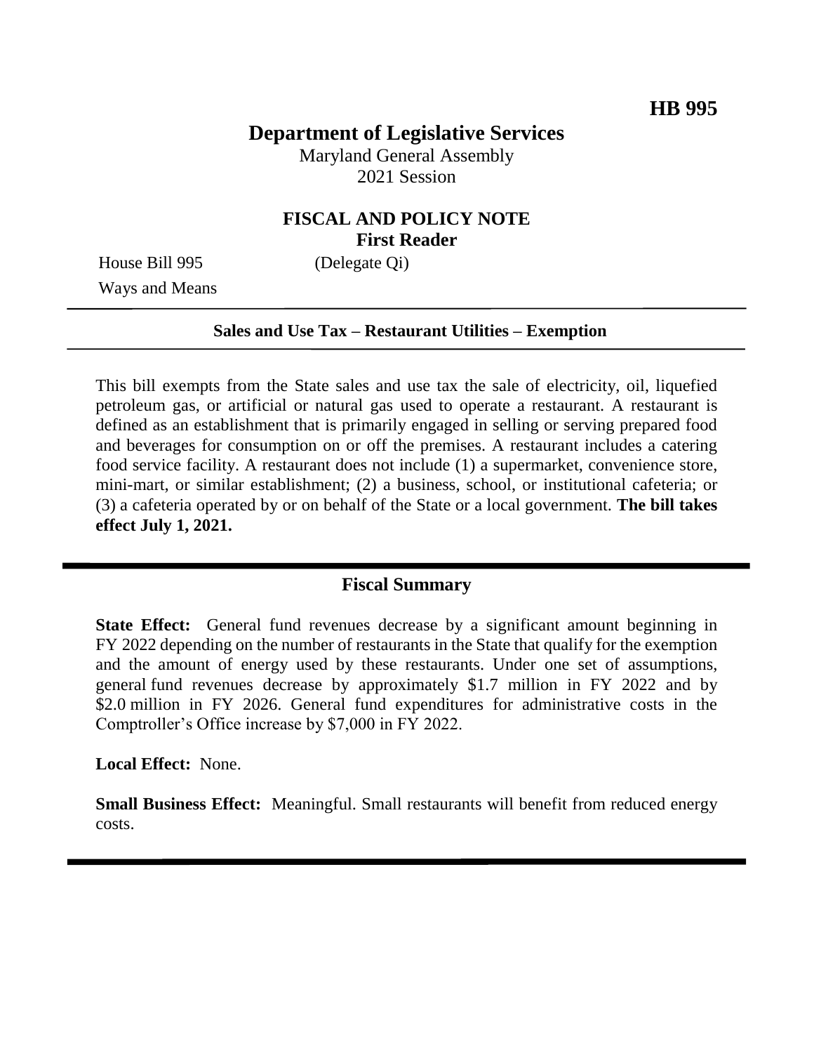HB 995

# Department of Legislative Services

Maryland General Assembly
2021 Session

## FISCAL AND POLICY NOTE
**First Reader**

House Bill 995 (Delegate Qi)
Ways and Means

---

**Sales and Use Tax – Restaurant Utilities – Exemption**

---

This bill exempts from the State sales and use tax the sale of electricity, oil, liquefied petroleum gas, or artificial or natural gas used to operate a restaurant. A restaurant is defined as an establishment that is primarily engaged in selling or serving prepared food and beverages for consumption on or off the premises. A restaurant includes a catering food service facility. A restaurant does not include (1) a supermarket, convenience store, mini-mart, or similar establishment; (2) a business, school, or institutional cafeteria; or (3) a cafeteria operated by or on behalf of the State or a local government. **The bill takes effect July 1, 2021.**

---

## Fiscal Summary

**State Effect:** General fund revenues decrease by a significant amount beginning in FY 2022 depending on the number of restaurants in the State that qualify for the exemption and the amount of energy used by these restaurants. Under one set of assumptions, general fund revenues decrease by approximately $1.7 million in FY 2022 and by $2.0 million in FY 2026. General fund expenditures for administrative costs in the Comptroller's Office increase by $7,000 in FY 2022.

**Local Effect:** None.

**Small Business Effect:** Meaningful. Small restaurants will benefit from reduced energy costs.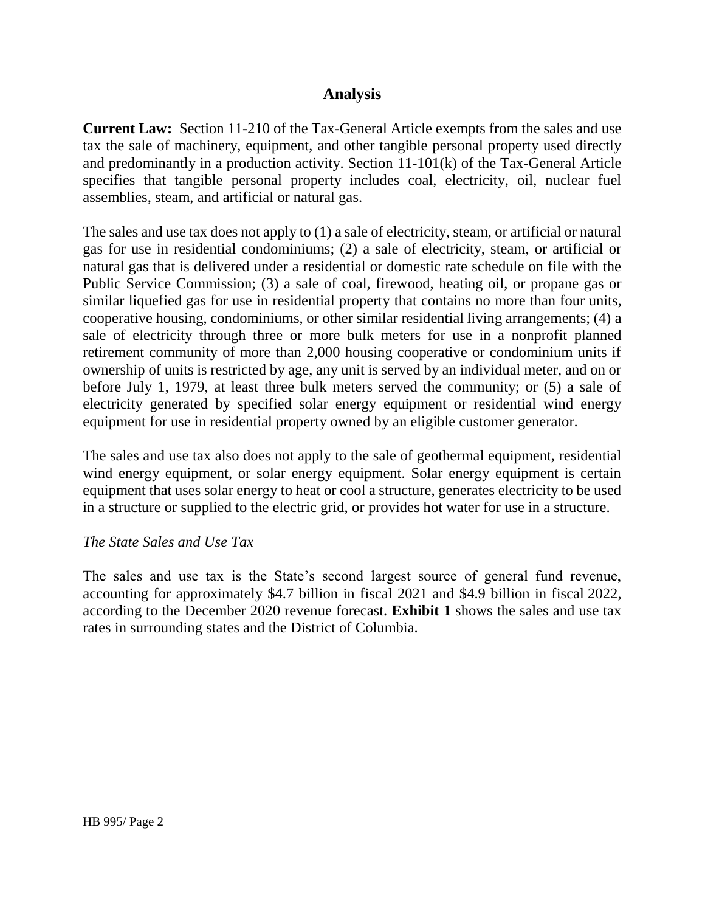## Analysis

**Current Law:** Section 11-210 of the Tax-General Article exempts from the sales and use tax the sale of machinery, equipment, and other tangible personal property used directly and predominantly in a production activity. Section 11-101(k) of the Tax-General Article specifies that tangible personal property includes coal, electricity, oil, nuclear fuel assemblies, steam, and artificial or natural gas.

The sales and use tax does not apply to (1) a sale of electricity, steam, or artificial or natural gas for use in residential condominiums; (2) a sale of electricity, steam, or artificial or natural gas that is delivered under a residential or domestic rate schedule on file with the Public Service Commission; (3) a sale of coal, firewood, heating oil, or propane gas or similar liquefied gas for use in residential property that contains no more than four units, cooperative housing, condominiums, or other similar residential living arrangements; (4) a sale of electricity through three or more bulk meters for use in a nonprofit planned retirement community of more than 2,000 housing cooperative or condominium units if ownership of units is restricted by age, any unit is served by an individual meter, and on or before July 1, 1979, at least three bulk meters served the community; or (5) a sale of electricity generated by specified solar energy equipment or residential wind energy equipment for use in residential property owned by an eligible customer generator.

The sales and use tax also does not apply to the sale of geothermal equipment, residential wind energy equipment, or solar energy equipment. Solar energy equipment is certain equipment that uses solar energy to heat or cool a structure, generates electricity to be used in a structure or supplied to the electric grid, or provides hot water for use in a structure.

*The State Sales and Use Tax*

The sales and use tax is the State's second largest source of general fund revenue, accounting for approximately $4.7 billion in fiscal 2021 and $4.9 billion in fiscal 2022, according to the December 2020 revenue forecast. **Exhibit 1** shows the sales and use tax rates in surrounding states and the District of Columbia.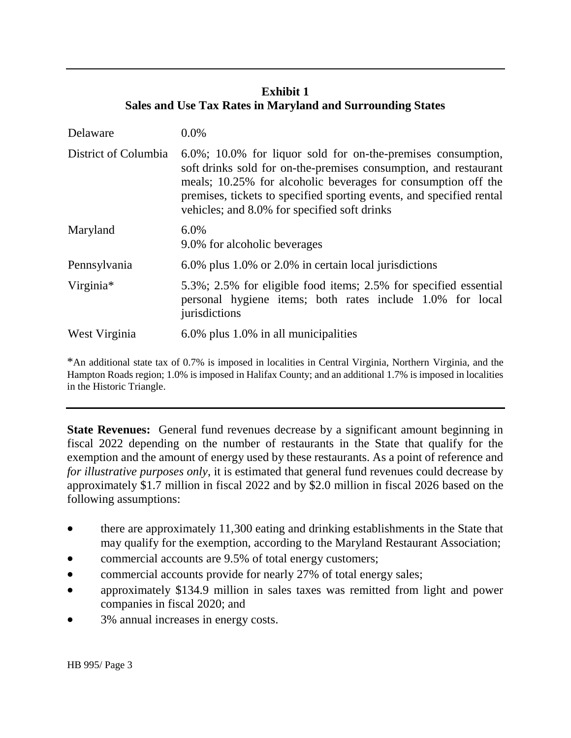**Exhibit 1**
**Sales and Use Tax Rates in Maryland and Surrounding States**

| | |
|---|---|
| Delaware | 0.0% |
| District of Columbia | 6.0%; 10.0% for liquor sold for on-the-premises consumption, soft drinks sold for on-the-premises consumption, and restaurant meals; 10.25% for alcoholic beverages for consumption off the premises, tickets to specified sporting events, and specified rental vehicles; and 8.0% for specified soft drinks |
| Maryland | 6.0%<br>9.0% for alcoholic beverages |
| Pennsylvania | 6.0% plus 1.0% or 2.0% in certain local jurisdictions |
| Virginia* | 5.3%; 2.5% for eligible food items; 2.5% for specified essential personal hygiene items; both rates include 1.0% for local jurisdictions |
| West Virginia | 6.0% plus 1.0% in all municipalities |

*An additional state tax of 0.7% is imposed in localities in Central Virginia, Northern Virginia, and the Hampton Roads region; 1.0% is imposed in Halifax County; and an additional 1.7% is imposed in localities in the Historic Triangle.

**State Revenues:** General fund revenues decrease by a significant amount beginning in fiscal 2022 depending on the number of restaurants in the State that qualify for the exemption and the amount of energy used by these restaurants. As a point of reference and *for illustrative purposes only*, it is estimated that general fund revenues could decrease by approximately $1.7 million in fiscal 2022 and by $2.0 million in fiscal 2026 based on the following assumptions:

- there are approximately 11,300 eating and drinking establishments in the State that may qualify for the exemption, according to the Maryland Restaurant Association;
- commercial accounts are 9.5% of total energy customers;
- commercial accounts provide for nearly 27% of total energy sales;
- approximately $134.9 million in sales taxes was remitted from light and power companies in fiscal 2020; and
- 3% annual increases in energy costs.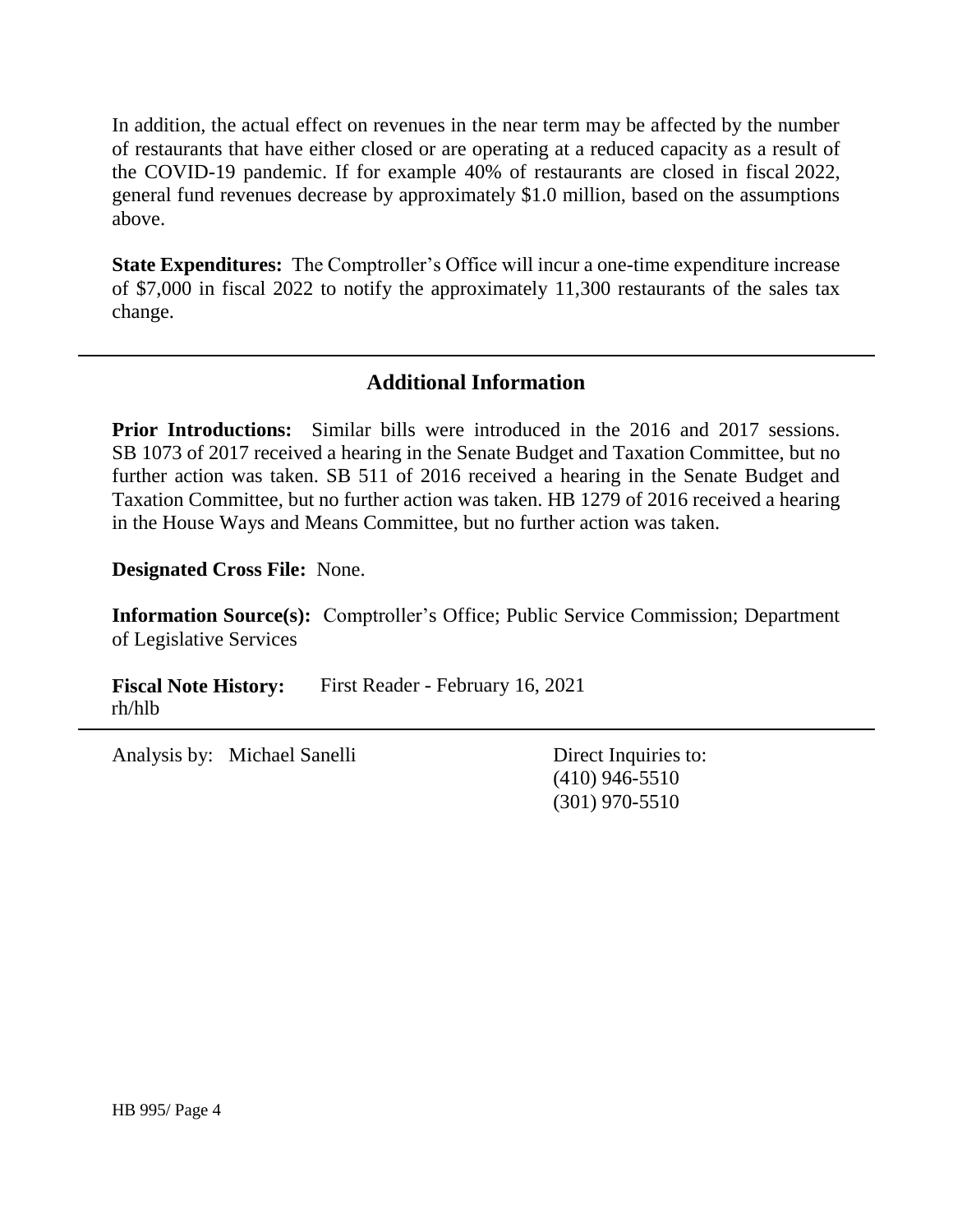In addition, the actual effect on revenues in the near term may be affected by the number of restaurants that have either closed or are operating at a reduced capacity as a result of the COVID-19 pandemic. If for example 40% of restaurants are closed in fiscal 2022, general fund revenues decrease by approximately $1.0 million, based on the assumptions above.

**State Expenditures:** The Comptroller's Office will incur a one-time expenditure increase of $7,000 in fiscal 2022 to notify the approximately 11,300 restaurants of the sales tax change.

## Additional Information

**Prior Introductions:** Similar bills were introduced in the 2016 and 2017 sessions. SB 1073 of 2017 received a hearing in the Senate Budget and Taxation Committee, but no further action was taken. SB 511 of 2016 received a hearing in the Senate Budget and Taxation Committee, but no further action was taken. HB 1279 of 2016 received a hearing in the House Ways and Means Committee, but no further action was taken.

**Designated Cross File:** None.

**Information Source(s):** Comptroller's Office; Public Service Commission; Department of Legislative Services

**Fiscal Note History:** First Reader - February 16, 2021
rh/hlb

Analysis by: Michael Sanelli

Direct Inquiries to:
(410) 946-5510
(301) 970-5510